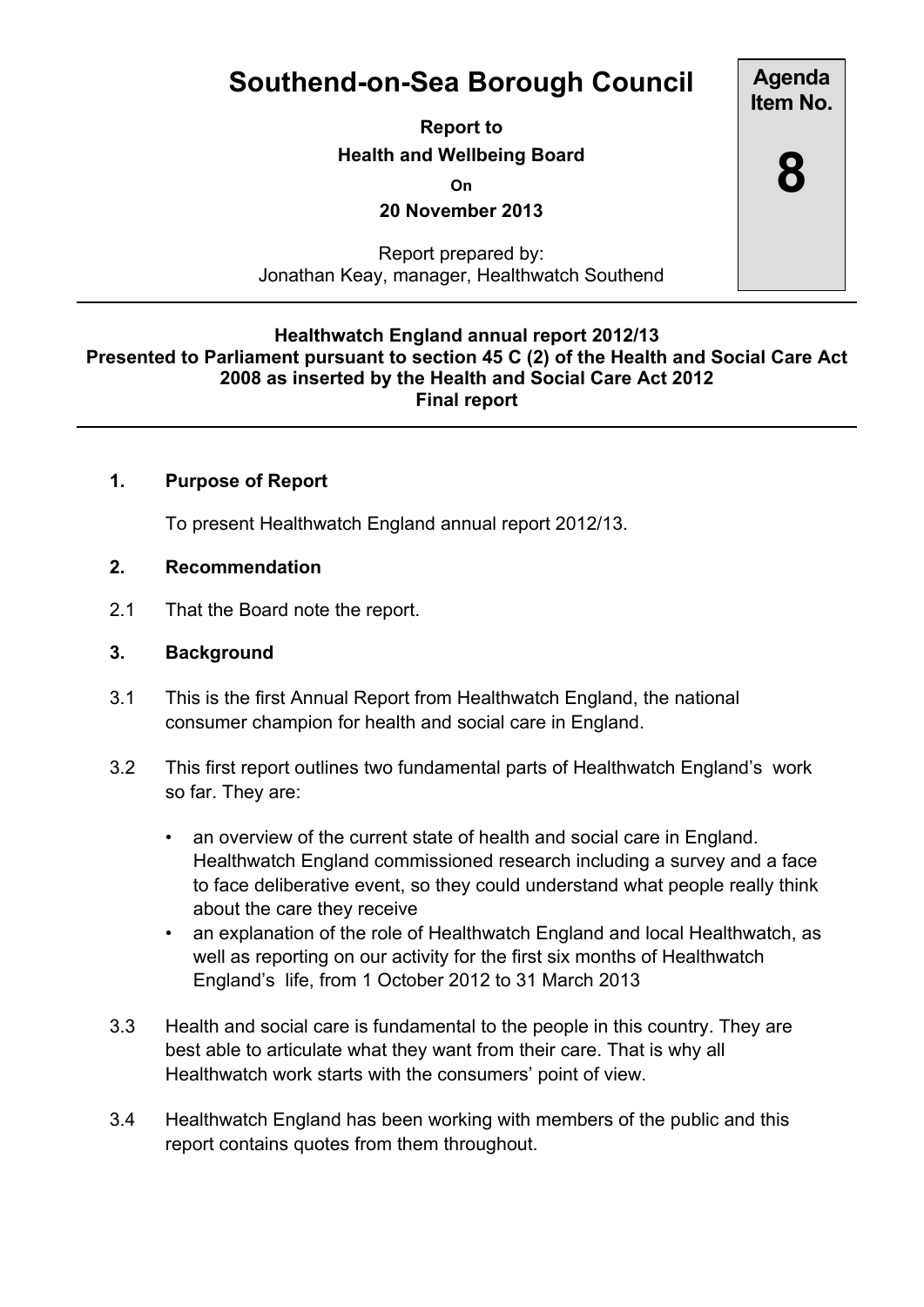# Southend-on-Sea Borough Council

**Agenda Item No.**

**8**

**Report to**

**Health and Wellbeing Board**

**On**

**20 November 2013**

Report prepared by:
Jonathan Keay, manager, Healthwatch Southend

---

**Healthwatch England annual report 2012/13**
**Presented to Parliament pursuant to section 45 C (2) of the Health and Social Care Act 2008 as inserted by the Health and Social Care Act 2012**
**Final report**

---

## 1. Purpose of Report

To present Healthwatch England annual report 2012/13.

## 2. Recommendation

2.1 That the Board note the report.

## 3. Background

3.1 This is the first Annual Report from Healthwatch England, the national consumer champion for health and social care in England.

3.2 This first report outlines two fundamental parts of Healthwatch England's work so far. They are:

- an overview of the current state of health and social care in England. Healthwatch England commissioned research including a survey and a face to face deliberative event, so they could understand what people really think about the care they receive
- an explanation of the role of Healthwatch England and local Healthwatch, as well as reporting on our activity for the first six months of Healthwatch England's life, from 1 October 2012 to 31 March 2013

3.3 Health and social care is fundamental to the people in this country. They are best able to articulate what they want from their care. That is why all Healthwatch work starts with the consumers' point of view.

3.4 Healthwatch England has been working with members of the public and this report contains quotes from them throughout.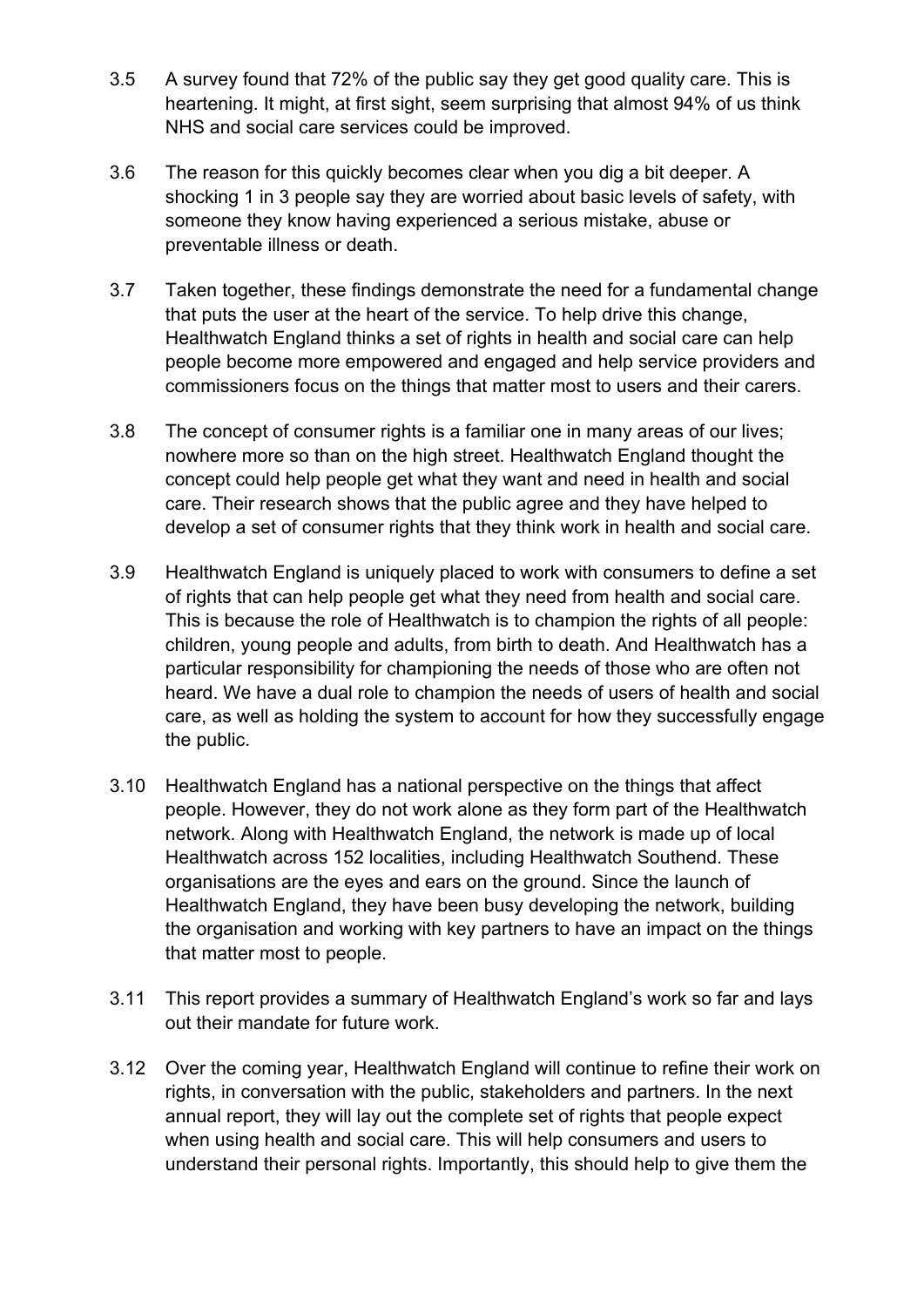3.5 A survey found that 72% of the public say they get good quality care. This is heartening. It might, at first sight, seem surprising that almost 94% of us think NHS and social care services could be improved.

3.6 The reason for this quickly becomes clear when you dig a bit deeper. A shocking 1 in 3 people say they are worried about basic levels of safety, with someone they know having experienced a serious mistake, abuse or preventable illness or death.

3.7 Taken together, these findings demonstrate the need for a fundamental change that puts the user at the heart of the service. To help drive this change, Healthwatch England thinks a set of rights in health and social care can help people become more empowered and engaged and help service providers and commissioners focus on the things that matter most to users and their carers.

3.8 The concept of consumer rights is a familiar one in many areas of our lives; nowhere more so than on the high street. Healthwatch England thought the concept could help people get what they want and need in health and social care. Their research shows that the public agree and they have helped to develop a set of consumer rights that they think work in health and social care.

3.9 Healthwatch England is uniquely placed to work with consumers to define a set of rights that can help people get what they need from health and social care. This is because the role of Healthwatch is to champion the rights of all people: children, young people and adults, from birth to death. And Healthwatch has a particular responsibility for championing the needs of those who are often not heard. We have a dual role to champion the needs of users of health and social care, as well as holding the system to account for how they successfully engage the public.

3.10 Healthwatch England has a national perspective on the things that affect people. However, they do not work alone as they form part of the Healthwatch network. Along with Healthwatch England, the network is made up of local Healthwatch across 152 localities, including Healthwatch Southend. These organisations are the eyes and ears on the ground. Since the launch of Healthwatch England, they have been busy developing the network, building the organisation and working with key partners to have an impact on the things that matter most to people.

3.11 This report provides a summary of Healthwatch England's work so far and lays out their mandate for future work.

3.12 Over the coming year, Healthwatch England will continue to refine their work on rights, in conversation with the public, stakeholders and partners. In the next annual report, they will lay out the complete set of rights that people expect when using health and social care. This will help consumers and users to understand their personal rights. Importantly, this should help to give them the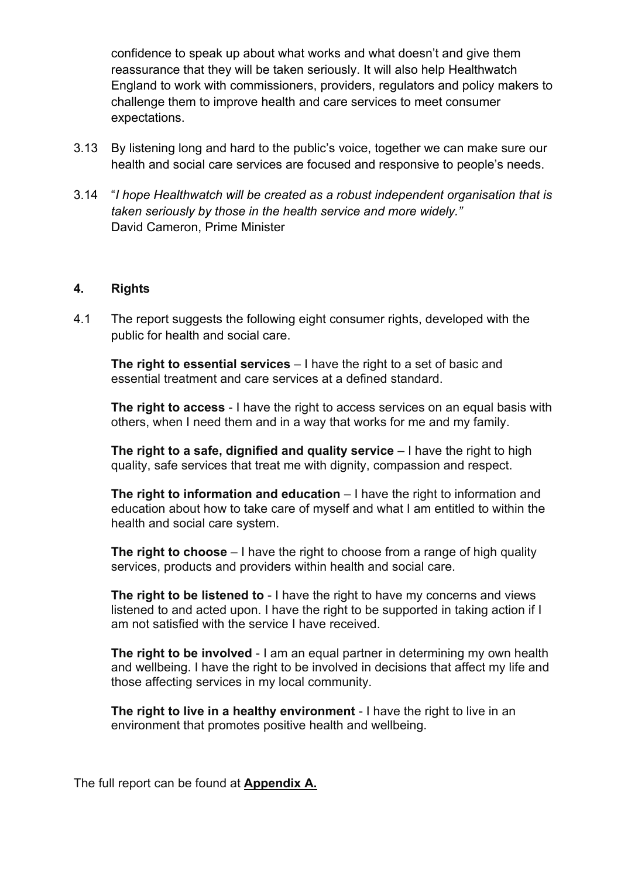confidence to speak up about what works and what doesn't and give them reassurance that they will be taken seriously. It will also help Healthwatch England to work with commissioners, providers, regulators and policy makers to challenge them to improve health and care services to meet consumer expectations.

3.13 By listening long and hard to the public's voice, together we can make sure our health and social care services are focused and responsive to people's needs.

3.14 "*I hope Healthwatch will be created as a robust independent organisation that is taken seriously by those in the health service and more widely."*
David Cameron, Prime Minister

## 4. Rights

4.1 The report suggests the following eight consumer rights, developed with the public for health and social care.

**The right to essential services** – I have the right to a set of basic and essential treatment and care services at a defined standard.

**The right to access** - I have the right to access services on an equal basis with others, when I need them and in a way that works for me and my family.

**The right to a safe, dignified and quality service** – I have the right to high quality, safe services that treat me with dignity, compassion and respect.

**The right to information and education** – I have the right to information and education about how to take care of myself and what I am entitled to within the health and social care system.

**The right to choose** – I have the right to choose from a range of high quality services, products and providers within health and social care.

**The right to be listened to** - I have the right to have my concerns and views listened to and acted upon. I have the right to be supported in taking action if I am not satisfied with the service I have received.

**The right to be involved** - I am an equal partner in determining my own health and wellbeing. I have the right to be involved in decisions that affect my life and those affecting services in my local community.

**The right to live in a healthy environment** - I have the right to live in an environment that promotes positive health and wellbeing.

The full report can be found at **Appendix A.**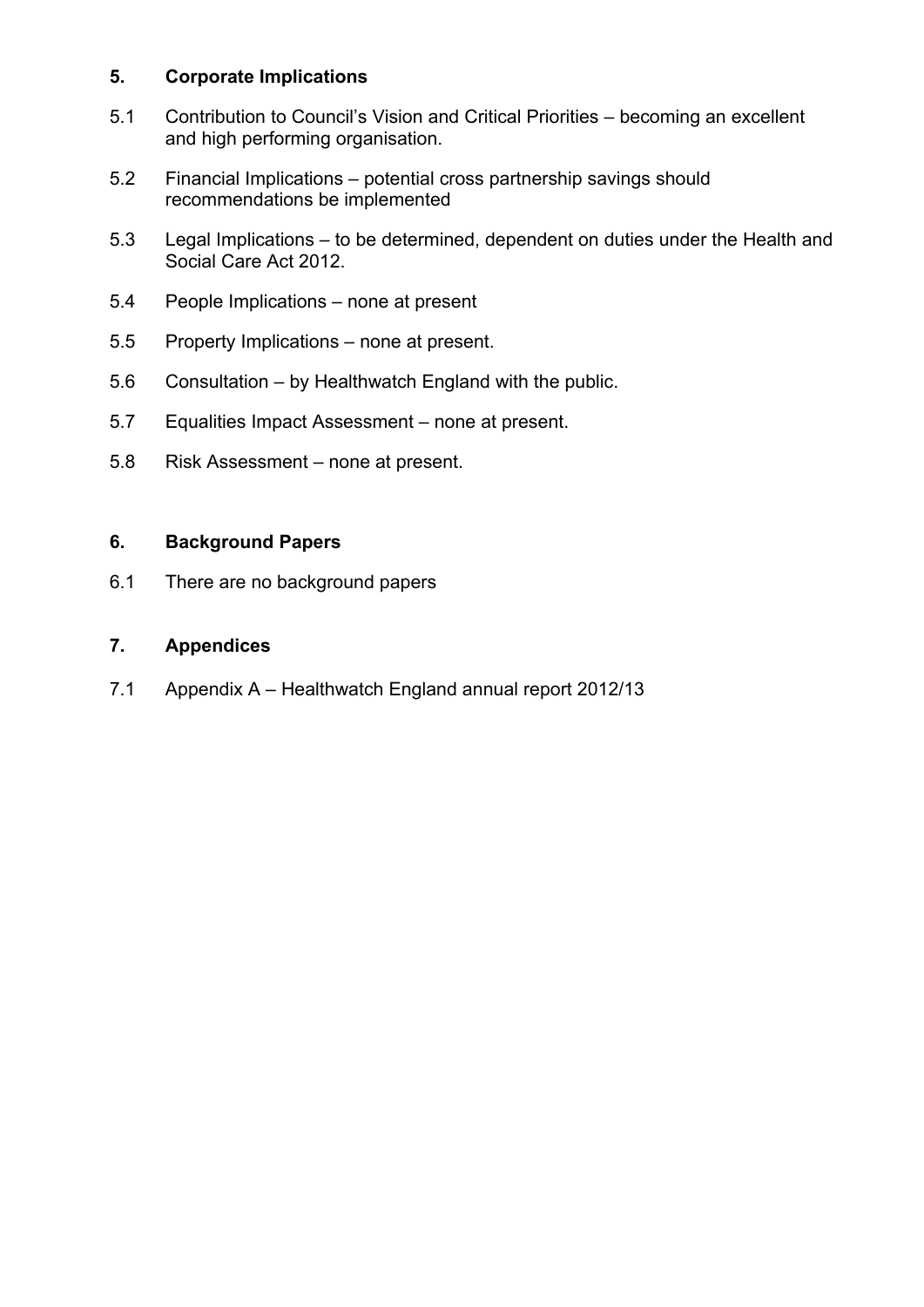## 5. Corporate Implications

5.1 Contribution to Council's Vision and Critical Priorities – becoming an excellent and high performing organisation.

5.2 Financial Implications – potential cross partnership savings should recommendations be implemented

5.3 Legal Implications – to be determined, dependent on duties under the Health and Social Care Act 2012.

5.4 People Implications – none at present

5.5 Property Implications – none at present.

5.6 Consultation – by Healthwatch England with the public.

5.7 Equalities Impact Assessment – none at present.

5.8 Risk Assessment – none at present.

## 6. Background Papers

6.1 There are no background papers

## 7. Appendices

7.1 Appendix A – Healthwatch England annual report 2012/13